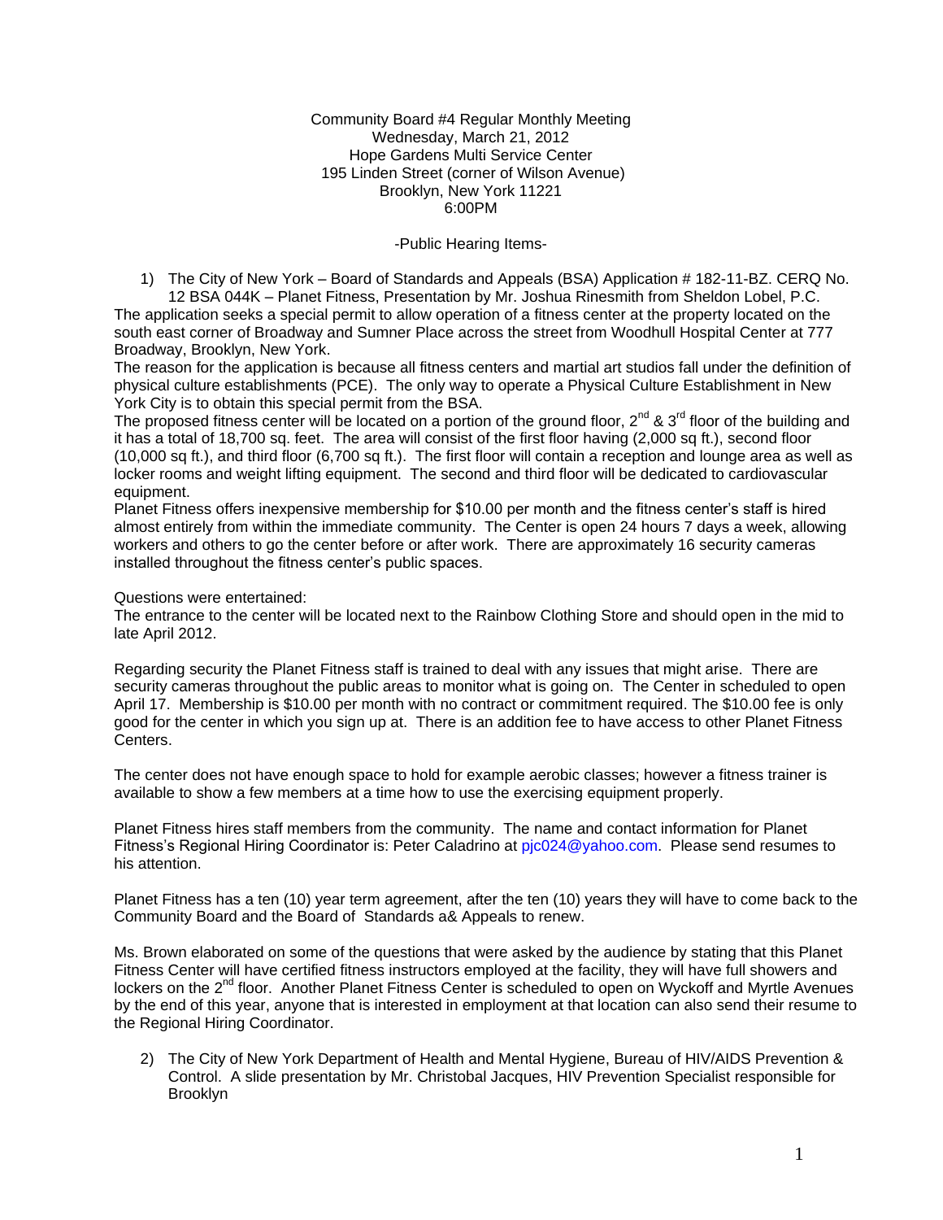Community Board #4 Regular Monthly Meeting
Wednesday, March 21, 2012
Hope Gardens Multi Service Center
195 Linden Street (corner of Wilson Avenue)
Brooklyn, New York 11221
6:00PM

-Public Hearing Items-

1) The City of New York – Board of Standards and Appeals (BSA) Application # 182-11-BZ. CERQ No. 12 BSA 044K – Planet Fitness, Presentation by Mr. Joshua Rinesmith from Sheldon Lobel, P.C.

The application seeks a special permit to allow operation of a fitness center at the property located on the south east corner of Broadway and Sumner Place across the street from Woodhull Hospital Center at 777 Broadway, Brooklyn, New York.

The reason for the application is because all fitness centers and martial art studios fall under the definition of physical culture establishments (PCE). The only way to operate a Physical Culture Establishment in New York City is to obtain this special permit from the BSA.

The proposed fitness center will be located on a portion of the ground floor, 2nd & 3rd floor of the building and it has a total of 18,700 sq. feet. The area will consist of the first floor having (2,000 sq ft.), second floor (10,000 sq ft.), and third floor (6,700 sq ft.). The first floor will contain a reception and lounge area as well as locker rooms and weight lifting equipment. The second and third floor will be dedicated to cardiovascular equipment.

Planet Fitness offers inexpensive membership for $10.00 per month and the fitness center's staff is hired almost entirely from within the immediate community. The Center is open 24 hours 7 days a week, allowing workers and others to go the center before or after work. There are approximately 16 security cameras installed throughout the fitness center's public spaces.

Questions were entertained:

The entrance to the center will be located next to the Rainbow Clothing Store and should open in the mid to late April 2012.

Regarding security the Planet Fitness staff is trained to deal with any issues that might arise. There are security cameras throughout the public areas to monitor what is going on. The Center in scheduled to open April 17. Membership is $10.00 per month with no contract or commitment required. The $10.00 fee is only good for the center in which you sign up at. There is an addition fee to have access to other Planet Fitness Centers.

The center does not have enough space to hold for example aerobic classes; however a fitness trainer is available to show a few members at a time how to use the exercising equipment properly.

Planet Fitness hires staff members from the community. The name and contact information for Planet Fitness's Regional Hiring Coordinator is: Peter Caladrino at pjc024@yahoo.com. Please send resumes to his attention.

Planet Fitness has a ten (10) year term agreement, after the ten (10) years they will have to come back to the Community Board and the Board of Standards a& Appeals to renew.

Ms. Brown elaborated on some of the questions that were asked by the audience by stating that this Planet Fitness Center will have certified fitness instructors employed at the facility, they will have full showers and lockers on the 2nd floor. Another Planet Fitness Center is scheduled to open on Wyckoff and Myrtle Avenues by the end of this year, anyone that is interested in employment at that location can also send their resume to the Regional Hiring Coordinator.

2) The City of New York Department of Health and Mental Hygiene, Bureau of HIV/AIDS Prevention & Control. A slide presentation by Mr. Christobal Jacques, HIV Prevention Specialist responsible for Brooklyn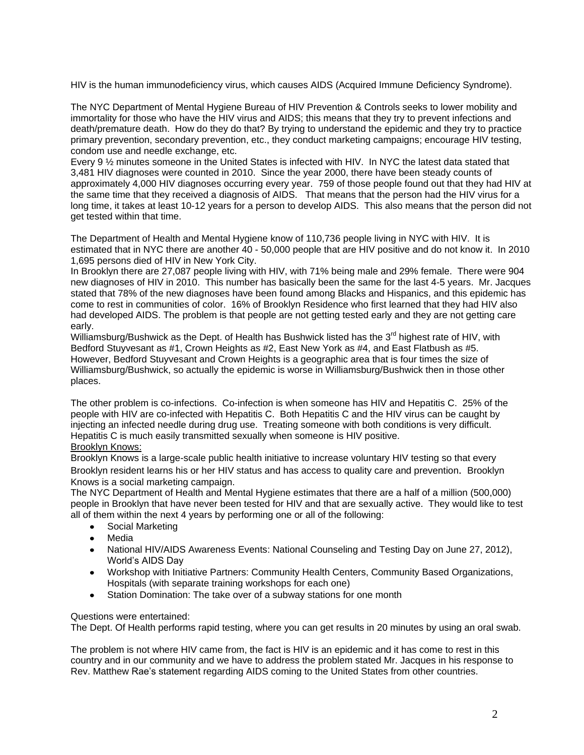HIV is the human immunodeficiency virus, which causes AIDS (Acquired Immune Deficiency Syndrome).

The NYC Department of Mental Hygiene Bureau of HIV Prevention & Controls seeks to lower mobility and immortality for those who have the HIV virus and AIDS; this means that they try to prevent infections and death/premature death. How do they do that? By trying to understand the epidemic and they try to practice primary prevention, secondary prevention, etc., they conduct marketing campaigns; encourage HIV testing, condom use and needle exchange, etc.

Every 9 ½ minutes someone in the United States is infected with HIV. In NYC the latest data stated that 3,481 HIV diagnoses were counted in 2010. Since the year 2000, there have been steady counts of approximately 4,000 HIV diagnoses occurring every year. 759 of those people found out that they had HIV at the same time that they received a diagnosis of AIDS. That means that the person had the HIV virus for a long time, it takes at least 10-12 years for a person to develop AIDS. This also means that the person did not get tested within that time.

The Department of Health and Mental Hygiene know of 110,736 people living in NYC with HIV. It is estimated that in NYC there are another 40 - 50,000 people that are HIV positive and do not know it. In 2010 1,695 persons died of HIV in New York City.

In Brooklyn there are 27,087 people living with HIV, with 71% being male and 29% female. There were 904 new diagnoses of HIV in 2010. This number has basically been the same for the last 4-5 years. Mr. Jacques stated that 78% of the new diagnoses have been found among Blacks and Hispanics, and this epidemic has come to rest in communities of color. 16% of Brooklyn Residence who first learned that they had HIV also had developed AIDS. The problem is that people are not getting tested early and they are not getting care early.

Williamsburg/Bushwick as the Dept. of Health has Bushwick listed has the 3rd highest rate of HIV, with Bedford Stuyvesant as #1, Crown Heights as #2, East New York as #4, and East Flatbush as #5. However, Bedford Stuyvesant and Crown Heights is a geographic area that is four times the size of Williamsburg/Bushwick, so actually the epidemic is worse in Williamsburg/Bushwick then in those other places.

The other problem is co-infections. Co-infection is when someone has HIV and Hepatitis C. 25% of the people with HIV are co-infected with Hepatitis C. Both Hepatitis C and the HIV virus can be caught by injecting an infected needle during drug use. Treating someone with both conditions is very difficult. Hepatitis C is much easily transmitted sexually when someone is HIV positive.

Brooklyn Knows:

Brooklyn Knows is a large-scale public health initiative to increase voluntary HIV testing so that every Brooklyn resident learns his or her HIV status and has access to quality care and prevention. Brooklyn Knows is a social marketing campaign.

The NYC Department of Health and Mental Hygiene estimates that there are a half of a million (500,000) people in Brooklyn that have never been tested for HIV and that are sexually active. They would like to test all of them within the next 4 years by performing one or all of the following:

- Social Marketing
- Media
- National HIV/AIDS Awareness Events: National Counseling and Testing Day on June 27, 2012), World's AIDS Day
- Workshop with Initiative Partners: Community Health Centers, Community Based Organizations, Hospitals (with separate training workshops for each one)
- Station Domination: The take over of a subway stations for one month

Questions were entertained:

The Dept. Of Health performs rapid testing, where you can get results in 20 minutes by using an oral swab.

The problem is not where HIV came from, the fact is HIV is an epidemic and it has come to rest in this country and in our community and we have to address the problem stated Mr. Jacques in his response to Rev. Matthew Rae's statement regarding AIDS coming to the United States from other countries.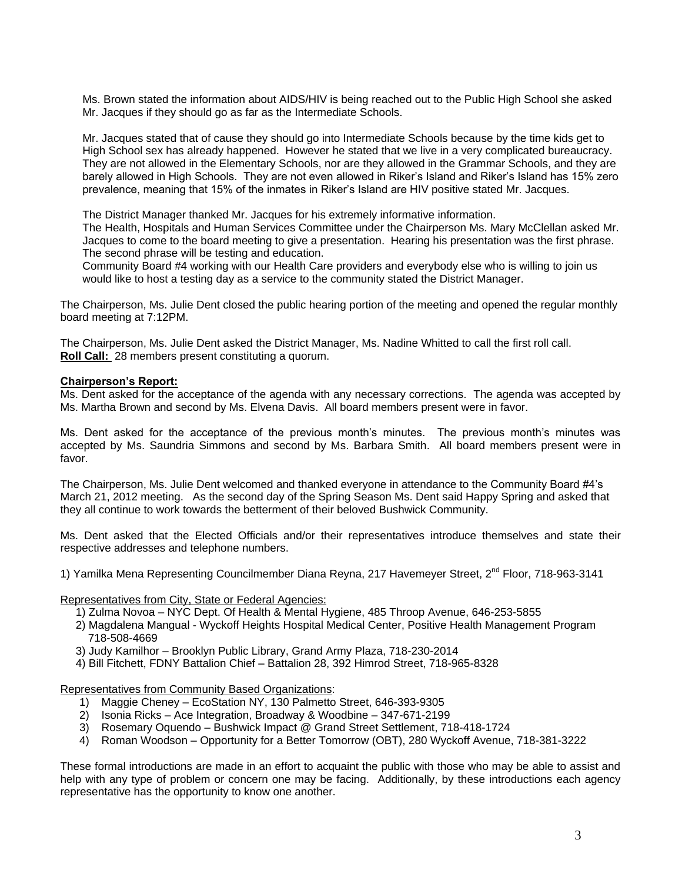Ms. Brown stated the information about AIDS/HIV is being reached out to the Public High School she asked Mr. Jacques if they should go as far as the Intermediate Schools.

Mr. Jacques stated that of cause they should go into Intermediate Schools because by the time kids get to High School sex has already happened. However he stated that we live in a very complicated bureaucracy. They are not allowed in the Elementary Schools, nor are they allowed in the Grammar Schools, and they are barely allowed in High Schools. They are not even allowed in Riker's Island and Riker's Island has 15% zero prevalence, meaning that 15% of the inmates in Riker's Island are HIV positive stated Mr. Jacques.

The District Manager thanked Mr. Jacques for his extremely informative information.
The Health, Hospitals and Human Services Committee under the Chairperson Ms. Mary McClellan asked Mr. Jacques to come to the board meeting to give a presentation. Hearing his presentation was the first phrase. The second phrase will be testing and education.
Community Board #4 working with our Health Care providers and everybody else who is willing to join us would like to host a testing day as a service to the community stated the District Manager.

The Chairperson, Ms. Julie Dent closed the public hearing portion of the meeting and opened the regular monthly board meeting at 7:12PM.

The Chairperson, Ms. Julie Dent asked the District Manager, Ms. Nadine Whitted to call the first roll call.
**Roll Call:** 28 members present constituting a quorum.

**Chairperson's Report:**
Ms. Dent asked for the acceptance of the agenda with any necessary corrections. The agenda was accepted by Ms. Martha Brown and second by Ms. Elvena Davis. All board members present were in favor.

Ms. Dent asked for the acceptance of the previous month's minutes. The previous month's minutes was accepted by Ms. Saundria Simmons and second by Ms. Barbara Smith. All board members present were in favor.

The Chairperson, Ms. Julie Dent welcomed and thanked everyone in attendance to the Community Board #4's March 21, 2012 meeting. As the second day of the Spring Season Ms. Dent said Happy Spring and asked that they all continue to work towards the betterment of their beloved Bushwick Community.

Ms. Dent asked that the Elected Officials and/or their representatives introduce themselves and state their respective addresses and telephone numbers.

1) Yamilka Mena Representing Councilmember Diana Reyna, 217 Havemeyer Street, 2nd Floor, 718-963-3141

Representatives from City, State or Federal Agencies:

1) Zulma Novoa – NYC Dept. Of Health & Mental Hygiene, 485 Throop Avenue, 646-253-5855
2) Magdalena Mangual - Wyckoff Heights Hospital Medical Center, Positive Health Management Program 718-508-4669
3) Judy Kamilhor – Brooklyn Public Library, Grand Army Plaza, 718-230-2014
4) Bill Fitchett, FDNY Battalion Chief – Battalion 28, 392 Himrod Street, 718-965-8328

Representatives from Community Based Organizations:

1) Maggie Cheney – EcoStation NY, 130 Palmetto Street, 646-393-9305
2) Isonia Ricks – Ace Integration, Broadway & Woodbine – 347-671-2199
3) Rosemary Oquendo – Bushwick Impact @ Grand Street Settlement, 718-418-1724
4) Roman Woodson – Opportunity for a Better Tomorrow (OBT), 280 Wyckoff Avenue, 718-381-3222

These formal introductions are made in an effort to acquaint the public with those who may be able to assist and help with any type of problem or concern one may be facing. Additionally, by these introductions each agency representative has the opportunity to know one another.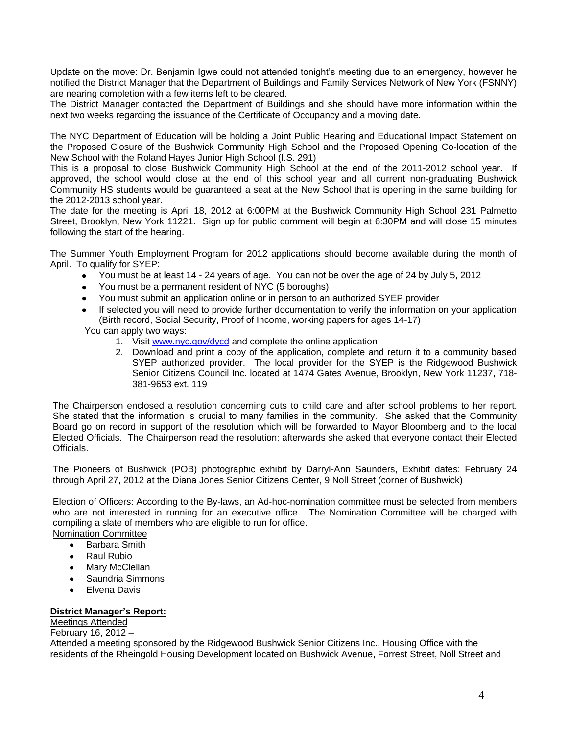Update on the move: Dr. Benjamin Igwe could not attended tonight's meeting due to an emergency, however he notified the District Manager that the Department of Buildings and Family Services Network of New York (FSNNY) are nearing completion with a few items left to be cleared.
The District Manager contacted the Department of Buildings and she should have more information within the next two weeks regarding the issuance of the Certificate of Occupancy and a moving date.

The NYC Department of Education will be holding a Joint Public Hearing and Educational Impact Statement on the Proposed Closure of the Bushwick Community High School and the Proposed Opening Co-location of the New School with the Roland Hayes Junior High School (I.S. 291)
This is a proposal to close Bushwick Community High School at the end of the 2011-2012 school year. If approved, the school would close at the end of this school year and all current non-graduating Bushwick Community HS students would be guaranteed a seat at the New School that is opening in the same building for the 2012-2013 school year.
The date for the meeting is April 18, 2012 at 6:00PM at the Bushwick Community High School 231 Palmetto Street, Brooklyn, New York 11221. Sign up for public comment will begin at 6:30PM and will close 15 minutes following the start of the hearing.

The Summer Youth Employment Program for 2012 applications should become available during the month of April. To qualify for SYEP:

- You must be at least 14 - 24 years of age. You can not be over the age of 24 by July 5, 2012
- You must be a permanent resident of NYC (5 boroughs)
- You must submit an application online or in person to an authorized SYEP provider
- If selected you will need to provide further documentation to verify the information on your application (Birth record, Social Security, Proof of Income, working papers for ages 14-17)

You can apply two ways:

1. Visit www.nyc.gov/dycd and complete the online application
2. Download and print a copy of the application, complete and return it to a community based SYEP authorized provider. The local provider for the SYEP is the Ridgewood Bushwick Senior Citizens Council Inc. located at 1474 Gates Avenue, Brooklyn, New York 11237, 718-381-9653 ext. 119

The Chairperson enclosed a resolution concerning cuts to child care and after school problems to her report. She stated that the information is crucial to many families in the community. She asked that the Community Board go on record in support of the resolution which will be forwarded to Mayor Bloomberg and to the local Elected Officials. The Chairperson read the resolution; afterwards she asked that everyone contact their Elected Officials.

The Pioneers of Bushwick (POB) photographic exhibit by Darryl-Ann Saunders, Exhibit dates: February 24 through April 27, 2012 at the Diana Jones Senior Citizens Center, 9 Noll Street (corner of Bushwick)

Election of Officers: According to the By-laws, an Ad-hoc-nomination committee must be selected from members who are not interested in running for an executive office. The Nomination Committee will be charged with compiling a slate of members who are eligible to run for office.

Nomination Committee

- Barbara Smith
- Raul Rubio
- Mary McClellan
- Saundria Simmons
- Elvena Davis

**District Manager's Report:**

Meetings Attended

February 16, 2012 –

Attended a meeting sponsored by the Ridgewood Bushwick Senior Citizens Inc., Housing Office with the residents of the Rheingold Housing Development located on Bushwick Avenue, Forrest Street, Noll Street and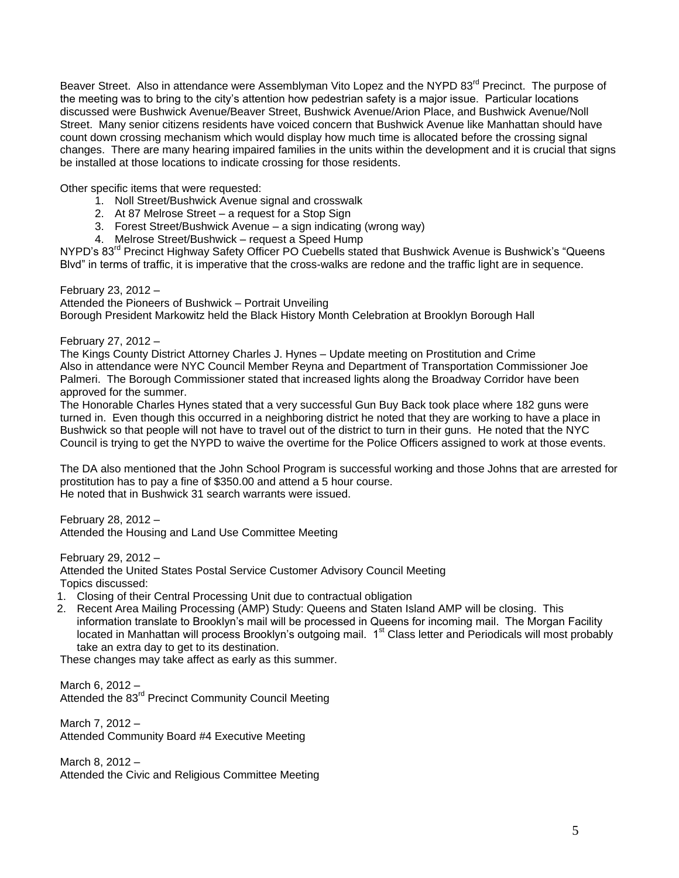Beaver Street. Also in attendance were Assemblyman Vito Lopez and the NYPD 83rd Precinct. The purpose of the meeting was to bring to the city's attention how pedestrian safety is a major issue. Particular locations discussed were Bushwick Avenue/Beaver Street, Bushwick Avenue/Arion Place, and Bushwick Avenue/Noll Street. Many senior citizens residents have voiced concern that Bushwick Avenue like Manhattan should have count down crossing mechanism which would display how much time is allocated before the crossing signal changes. There are many hearing impaired families in the units within the development and it is crucial that signs be installed at those locations to indicate crossing for those residents.

Other specific items that were requested:

1. Noll Street/Bushwick Avenue signal and crosswalk
2. At 87 Melrose Street – a request for a Stop Sign
3. Forest Street/Bushwick Avenue – a sign indicating (wrong way)
4. Melrose Street/Bushwick – request a Speed Hump

NYPD's 83rd Precinct Highway Safety Officer PO Cuebells stated that Bushwick Avenue is Bushwick's "Queens Blvd" in terms of traffic, it is imperative that the cross-walks are redone and the traffic light are in sequence.

February 23, 2012 –
Attended the Pioneers of Bushwick – Portrait Unveiling
Borough President Markowitz held the Black History Month Celebration at Brooklyn Borough Hall

February 27, 2012 –
The Kings County District Attorney Charles J. Hynes – Update meeting on Prostitution and Crime
Also in attendance were NYC Council Member Reyna and Department of Transportation Commissioner Joe Palmeri. The Borough Commissioner stated that increased lights along the Broadway Corridor have been approved for the summer.
The Honorable Charles Hynes stated that a very successful Gun Buy Back took place where 182 guns were turned in. Even though this occurred in a neighboring district he noted that they are working to have a place in Bushwick so that people will not have to travel out of the district to turn in their guns. He noted that the NYC Council is trying to get the NYPD to waive the overtime for the Police Officers assigned to work at those events.

The DA also mentioned that the John School Program is successful working and those Johns that are arrested for prostitution has to pay a fine of $350.00 and attend a 5 hour course.
He noted that in Bushwick 31 search warrants were issued.

February 28, 2012 –
Attended the Housing and Land Use Committee Meeting

February 29, 2012 –
Attended the United States Postal Service Customer Advisory Council Meeting
Topics discussed:

1. Closing of their Central Processing Unit due to contractual obligation
2. Recent Area Mailing Processing (AMP) Study: Queens and Staten Island AMP will be closing. This information translate to Brooklyn's mail will be processed in Queens for incoming mail. The Morgan Facility located in Manhattan will process Brooklyn's outgoing mail. 1st Class letter and Periodicals will most probably take an extra day to get to its destination.

These changes may take affect as early as this summer.

March 6, 2012 –
Attended the 83rd Precinct Community Council Meeting

March 7, 2012 –
Attended Community Board #4 Executive Meeting

March 8, 2012 –
Attended the Civic and Religious Committee Meeting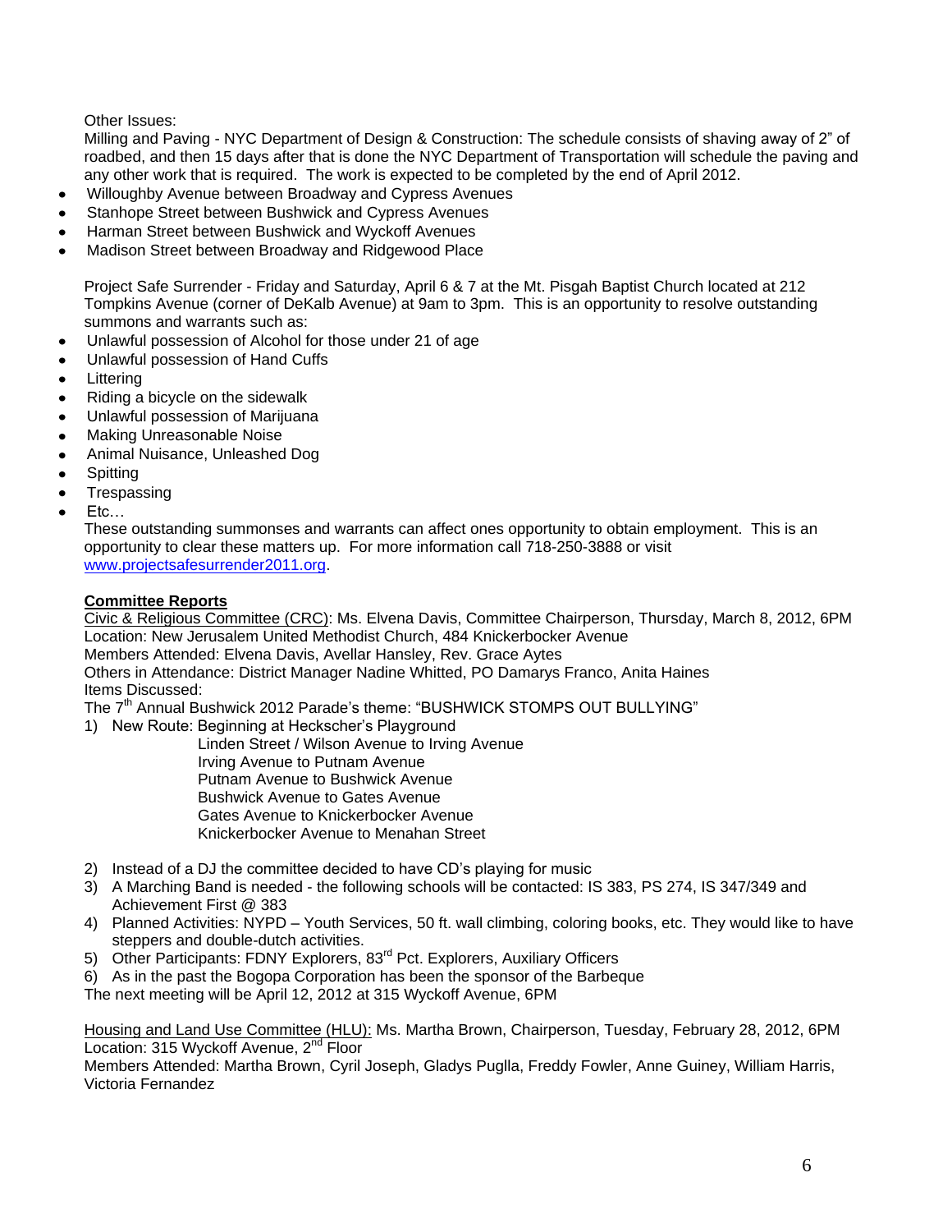Other Issues:

Milling and Paving - NYC Department of Design & Construction: The schedule consists of shaving away of 2" of roadbed, and then 15 days after that is done the NYC Department of Transportation will schedule the paving and any other work that is required. The work is expected to be completed by the end of April 2012.

- Willoughby Avenue between Broadway and Cypress Avenues
- Stanhope Street between Bushwick and Cypress Avenues
- Harman Street between Bushwick and Wyckoff Avenues
- Madison Street between Broadway and Ridgewood Place

Project Safe Surrender - Friday and Saturday, April 6 & 7 at the Mt. Pisgah Baptist Church located at 212 Tompkins Avenue (corner of DeKalb Avenue) at 9am to 3pm. This is an opportunity to resolve outstanding summons and warrants such as:

- Unlawful possession of Alcohol for those under 21 of age
- Unlawful possession of Hand Cuffs
- Littering
- Riding a bicycle on the sidewalk
- Unlawful possession of Marijuana
- Making Unreasonable Noise
- Animal Nuisance, Unleashed Dog
- Spitting
- Trespassing
- Etc…

These outstanding summonses and warrants can affect ones opportunity to obtain employment. This is an opportunity to clear these matters up. For more information call 718-250-3888 or visit www.projectsafesurrender2011.org.

**Committee Reports**

Civic & Religious Committee (CRC): Ms. Elvena Davis, Committee Chairperson, Thursday, March 8, 2012, 6PM
Location: New Jerusalem United Methodist Church, 484 Knickerbocker Avenue
Members Attended: Elvena Davis, Avellar Hansley, Rev. Grace Aytes
Others in Attendance: District Manager Nadine Whitted, PO Damarys Franco, Anita Haines
Items Discussed:
The 7th Annual Bushwick 2012 Parade's theme: "BUSHWICK STOMPS OUT BULLYING"

1) New Route: Beginning at Heckscher's Playground
   Linden Street / Wilson Avenue to Irving Avenue
   Irving Avenue to Putnam Avenue
   Putnam Avenue to Bushwick Avenue
   Bushwick Avenue to Gates Avenue
   Gates Avenue to Knickerbocker Avenue
   Knickerbocker Avenue to Menahan Street
2) Instead of a DJ the committee decided to have CD's playing for music
3) A Marching Band is needed - the following schools will be contacted: IS 383, PS 274, IS 347/349 and Achievement First @ 383
4) Planned Activities: NYPD – Youth Services, 50 ft. wall climbing, coloring books, etc. They would like to have steppers and double-dutch activities.
5) Other Participants: FDNY Explorers, 83rd Pct. Explorers, Auxiliary Officers
6) As in the past the Bogopa Corporation has been the sponsor of the Barbeque

The next meeting will be April 12, 2012 at 315 Wyckoff Avenue, 6PM

Housing and Land Use Committee (HLU): Ms. Martha Brown, Chairperson, Tuesday, February 28, 2012, 6PM
Location: 315 Wyckoff Avenue, 2nd Floor
Members Attended: Martha Brown, Cyril Joseph, Gladys Puglla, Freddy Fowler, Anne Guiney, William Harris, Victoria Fernandez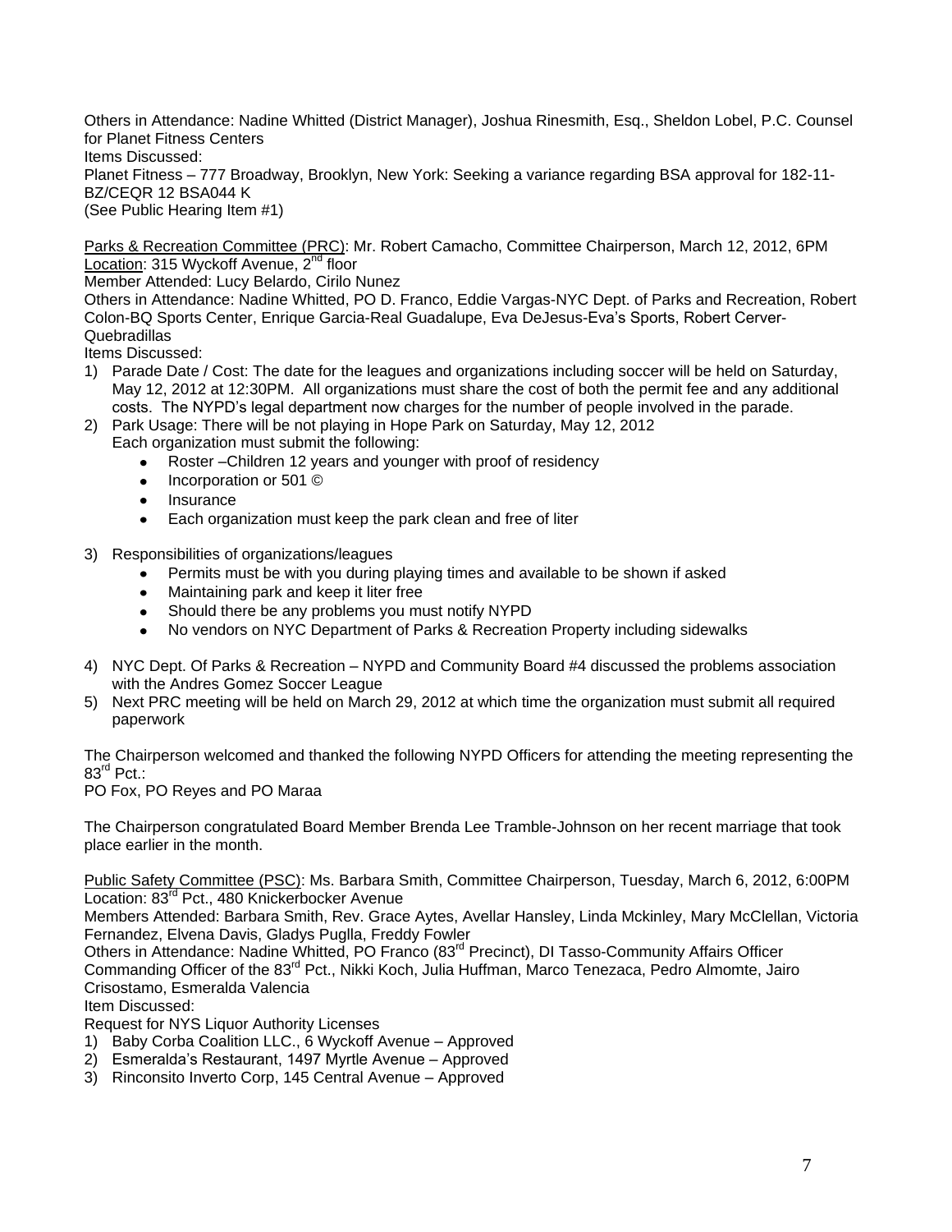Others in Attendance: Nadine Whitted (District Manager), Joshua Rinesmith, Esq., Sheldon Lobel, P.C. Counsel for Planet Fitness Centers

Items Discussed:

Planet Fitness – 777 Broadway, Brooklyn, New York: Seeking a variance regarding BSA approval for 182-11-BZ/CEQR 12 BSA044 K

(See Public Hearing Item #1)

Parks & Recreation Committee (PRC): Mr. Robert Camacho, Committee Chairperson, March 12, 2012, 6PM

Location: 315 Wyckoff Avenue, 2nd floor

Member Attended: Lucy Belardo, Cirilo Nunez

Others in Attendance: Nadine Whitted, PO D. Franco, Eddie Vargas-NYC Dept. of Parks and Recreation, Robert Colon-BQ Sports Center, Enrique Garcia-Real Guadalupe, Eva DeJesus-Eva's Sports, Robert Cerver-Quebradillas

Items Discussed:

1) Parade Date / Cost: The date for the leagues and organizations including soccer will be held on Saturday, May 12, 2012 at 12:30PM. All organizations must share the cost of both the permit fee and any additional costs. The NYPD's legal department now charges for the number of people involved in the parade.
2) Park Usage: There will be not playing in Hope Park on Saturday, May 12, 2012
   Each organization must submit the following:
   - Roster –Children 12 years and younger with proof of residency
   - Incorporation or 501 ©
   - Insurance
   - Each organization must keep the park clean and free of liter
3) Responsibilities of organizations/leagues
   - Permits must be with you during playing times and available to be shown if asked
   - Maintaining park and keep it liter free
   - Should there be any problems you must notify NYPD
   - No vendors on NYC Department of Parks & Recreation Property including sidewalks
4) NYC Dept. Of Parks & Recreation – NYPD and Community Board #4 discussed the problems association with the Andres Gomez Soccer League
5) Next PRC meeting will be held on March 29, 2012 at which time the organization must submit all required paperwork

The Chairperson welcomed and thanked the following NYPD Officers for attending the meeting representing the 83rd Pct.:

PO Fox, PO Reyes and PO Maraa

The Chairperson congratulated Board Member Brenda Lee Tramble-Johnson on her recent marriage that took place earlier in the month.

Public Safety Committee (PSC): Ms. Barbara Smith, Committee Chairperson, Tuesday, March 6, 2012, 6:00PM

Location: 83rd Pct., 480 Knickerbocker Avenue

Members Attended: Barbara Smith, Rev. Grace Aytes, Avellar Hansley, Linda Mckinley, Mary McClellan, Victoria Fernandez, Elvena Davis, Gladys Puglla, Freddy Fowler

Others in Attendance: Nadine Whitted, PO Franco (83rd Precinct), DI Tasso-Community Affairs Officer Commanding Officer of the 83rd Pct., Nikki Koch, Julia Huffman, Marco Tenezaca, Pedro Almomte, Jairo Crisostamo, Esmeralda Valencia

Item Discussed:

Request for NYS Liquor Authority Licenses

1) Baby Corba Coalition LLC., 6 Wyckoff Avenue – Approved
2) Esmeralda's Restaurant, 1497 Myrtle Avenue – Approved
3) Rinconsito Inverto Corp, 145 Central Avenue – Approved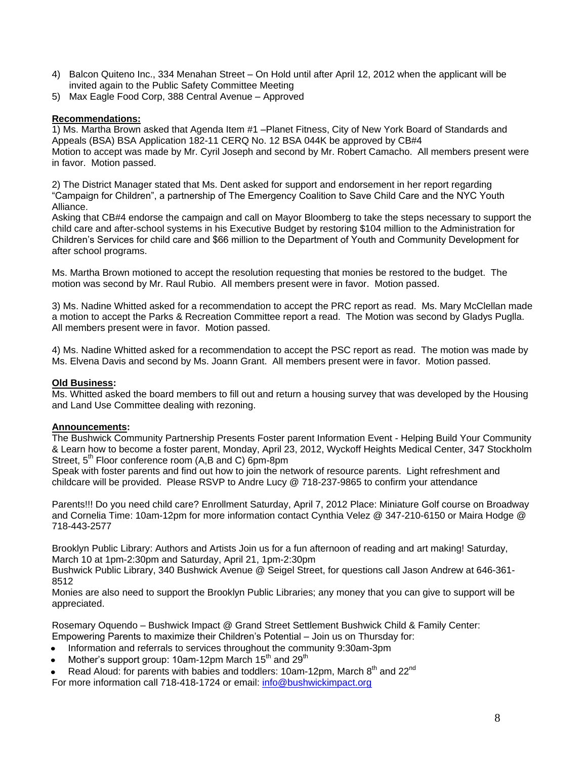4) Balcon Quiteno Inc., 334 Menahan Street – On Hold until after April 12, 2012 when the applicant will be invited again to the Public Safety Committee Meeting
5) Max Eagle Food Corp, 388 Central Avenue – Approved

**Recommendations:**

1) Ms. Martha Brown asked that Agenda Item #1 –Planet Fitness, City of New York Board of Standards and Appeals (BSA) BSA Application 182-11 CERQ No. 12 BSA 044K be approved by CB#4
Motion to accept was made by Mr. Cyril Joseph and second by Mr. Robert Camacho. All members present were in favor. Motion passed.

2) The District Manager stated that Ms. Dent asked for support and endorsement in her report regarding "Campaign for Children", a partnership of The Emergency Coalition to Save Child Care and the NYC Youth Alliance.
Asking that CB#4 endorse the campaign and call on Mayor Bloomberg to take the steps necessary to support the child care and after-school systems in his Executive Budget by restoring $104 million to the Administration for Children's Services for child care and $66 million to the Department of Youth and Community Development for after school programs.

Ms. Martha Brown motioned to accept the resolution requesting that monies be restored to the budget. The motion was second by Mr. Raul Rubio. All members present were in favor. Motion passed.

3) Ms. Nadine Whitted asked for a recommendation to accept the PRC report as read. Ms. Mary McClellan made a motion to accept the Parks & Recreation Committee report a read. The Motion was second by Gladys Puglla. All members present were in favor. Motion passed.

4) Ms. Nadine Whitted asked for a recommendation to accept the PSC report as read. The motion was made by Ms. Elvena Davis and second by Ms. Joann Grant. All members present were in favor. Motion passed.

**Old Business:**

Ms. Whitted asked the board members to fill out and return a housing survey that was developed by the Housing and Land Use Committee dealing with rezoning.

**Announcements:**

The Bushwick Community Partnership Presents Foster parent Information Event - Helping Build Your Community & Learn how to become a foster parent, Monday, April 23, 2012, Wyckoff Heights Medical Center, 347 Stockholm Street, 5th Floor conference room (A,B and C) 6pm-8pm
Speak with foster parents and find out how to join the network of resource parents. Light refreshment and childcare will be provided. Please RSVP to Andre Lucy @ 718-237-9865 to confirm your attendance

Parents!!! Do you need child care? Enrollment Saturday, April 7, 2012 Place: Miniature Golf course on Broadway and Cornelia Time: 10am-12pm for more information contact Cynthia Velez @ 347-210-6150 or Maira Hodge @ 718-443-2577

Brooklyn Public Library: Authors and Artists Join us for a fun afternoon of reading and art making! Saturday, March 10 at 1pm-2:30pm and Saturday, April 21, 1pm-2:30pm
Bushwick Public Library, 340 Bushwick Avenue @ Seigel Street, for questions call Jason Andrew at 646-361-8512
Monies are also need to support the Brooklyn Public Libraries; any money that you can give to support will be appreciated.

Rosemary Oquendo – Bushwick Impact @ Grand Street Settlement Bushwick Child & Family Center:
Empowering Parents to maximize their Children's Potential – Join us on Thursday for:

- Information and referrals to services throughout the community 9:30am-3pm
- Mother's support group: 10am-12pm March 15th and 29th
- Read Aloud: for parents with babies and toddlers: 10am-12pm, March 8th and 22nd

For more information call 718-418-1724 or email: info@bushwickimpact.org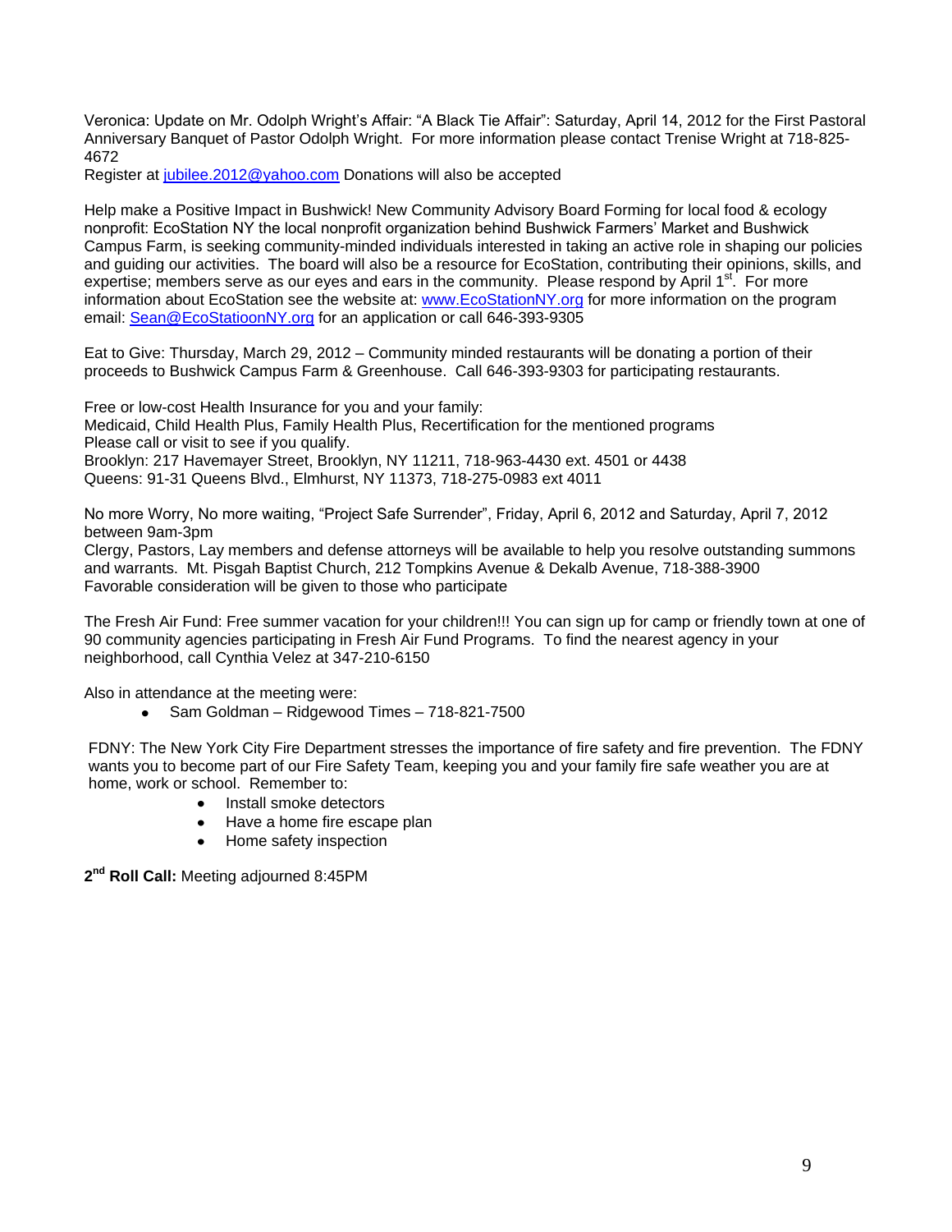Veronica: Update on Mr. Odolph Wright's Affair: "A Black Tie Affair": Saturday, April 14, 2012 for the First Pastoral Anniversary Banquet of Pastor Odolph Wright. For more information please contact Trenise Wright at 718-825-4672
Register at jubilee.2012@yahoo.com Donations will also be accepted

Help make a Positive Impact in Bushwick! New Community Advisory Board Forming for local food & ecology nonprofit: EcoStation NY the local nonprofit organization behind Bushwick Farmers' Market and Bushwick Campus Farm, is seeking community-minded individuals interested in taking an active role in shaping our policies and guiding our activities. The board will also be a resource for EcoStation, contributing their opinions, skills, and expertise; members serve as our eyes and ears in the community. Please respond by April 1st. For more information about EcoStation see the website at: www.EcoStationNY.org for more information on the program email: Sean@EcoStatioonNY.org for an application or call 646-393-9305

Eat to Give: Thursday, March 29, 2012 – Community minded restaurants will be donating a portion of their proceeds to Bushwick Campus Farm & Greenhouse. Call 646-393-9303 for participating restaurants.

Free or low-cost Health Insurance for you and your family:
Medicaid, Child Health Plus, Family Health Plus, Recertification for the mentioned programs
Please call or visit to see if you qualify.
Brooklyn: 217 Havemayer Street, Brooklyn, NY 11211, 718-963-4430 ext. 4501 or 4438
Queens: 91-31 Queens Blvd., Elmhurst, NY 11373, 718-275-0983 ext 4011

No more Worry, No more waiting, "Project Safe Surrender", Friday, April 6, 2012 and Saturday, April 7, 2012 between 9am-3pm
Clergy, Pastors, Lay members and defense attorneys will be available to help you resolve outstanding summons and warrants. Mt. Pisgah Baptist Church, 212 Tompkins Avenue & Dekalb Avenue, 718-388-3900
Favorable consideration will be given to those who participate

The Fresh Air Fund: Free summer vacation for your children!!! You can sign up for camp or friendly town at one of 90 community agencies participating in Fresh Air Fund Programs. To find the nearest agency in your neighborhood, call Cynthia Velez at 347-210-6150

Also in attendance at the meeting were:

- Sam Goldman – Ridgewood Times – 718-821-7500

FDNY: The New York City Fire Department stresses the importance of fire safety and fire prevention. The FDNY wants you to become part of our Fire Safety Team, keeping you and your family fire safe weather you are at home, work or school. Remember to:

- Install smoke detectors
- Have a home fire escape plan
- Home safety inspection

**2nd Roll Call:** Meeting adjourned 8:45PM